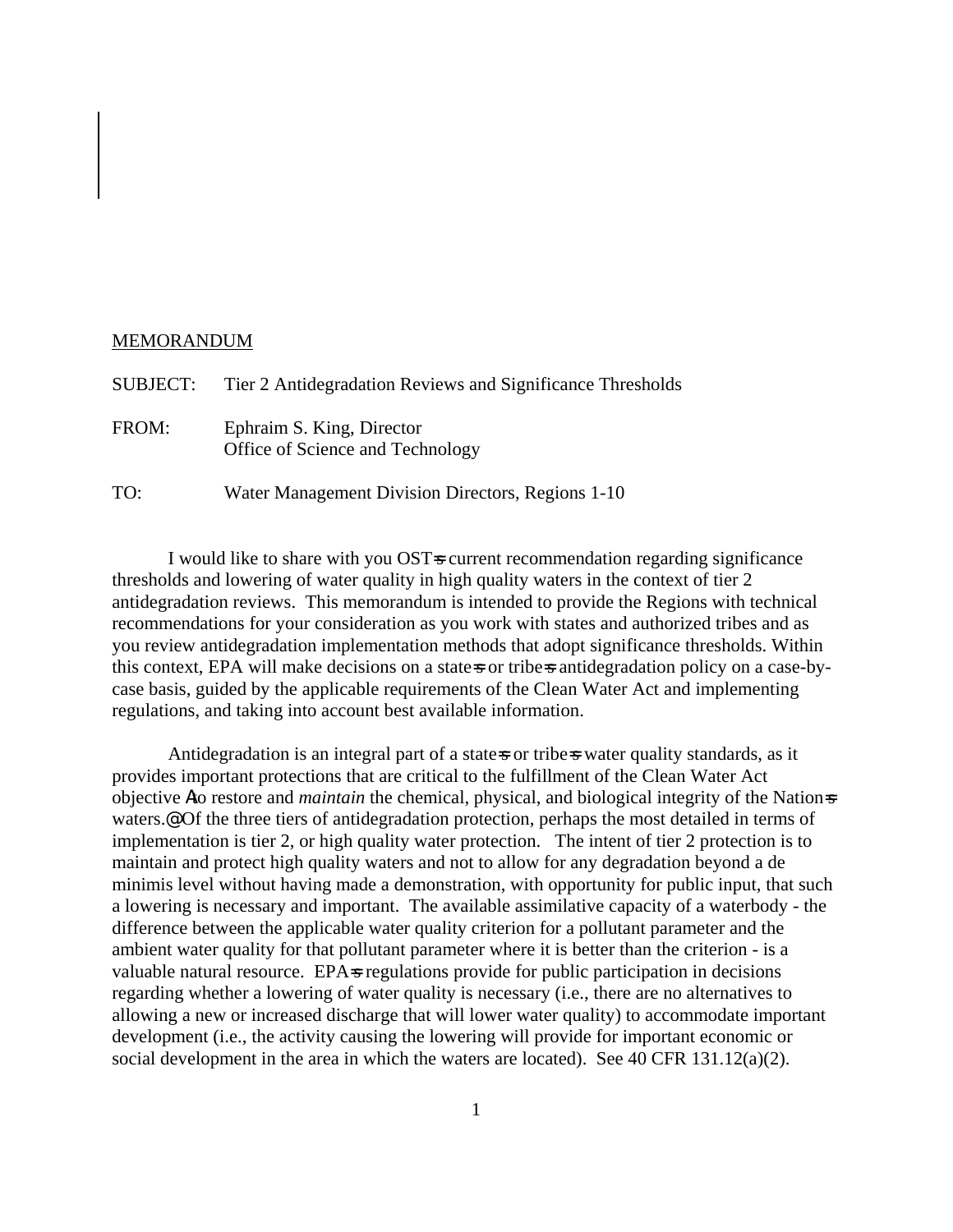MEMORANDUM

SUBJECT: Tier 2 Antidegradation Reviews and Significance Thresholds

FROM: Ephraim S. King, Director
Office of Science and Technology

TO: Water Management Division Directors, Regions 1-10

I would like to share with you OST=s current recommendation regarding significance thresholds and lowering of water quality in high quality waters in the context of tier 2 antidegradation reviews. This memorandum is intended to provide the Regions with technical recommendations for your consideration as you work with states and authorized tribes and as you review antidegradation implementation methods that adopt significance thresholds. Within this context, EPA will make decisions on a state=s or tribe=s antidegradation policy on a case-by-case basis, guided by the applicable requirements of the Clean Water Act and implementing regulations, and taking into account best available information.

Antidegradation is an integral part of a state=s or tribe=s water quality standards, as it provides important protections that are critical to the fulfillment of the Clean Water Act objective Ato restore and *maintain* the chemical, physical, and biological integrity of the Nation=s waters.@ Of the three tiers of antidegradation protection, perhaps the most detailed in terms of implementation is tier 2, or high quality water protection. The intent of tier 2 protection is to maintain and protect high quality waters and not to allow for any degradation beyond a de minimis level without having made a demonstration, with opportunity for public input, that such a lowering is necessary and important. The available assimilative capacity of a waterbody - the difference between the applicable water quality criterion for a pollutant parameter and the ambient water quality for that pollutant parameter where it is better than the criterion - is a valuable natural resource. EPA=s regulations provide for public participation in decisions regarding whether a lowering of water quality is necessary (i.e., there are no alternatives to allowing a new or increased discharge that will lower water quality) to accommodate important development (i.e., the activity causing the lowering will provide for important economic or social development in the area in which the waters are located). See 40 CFR 131.12(a)(2).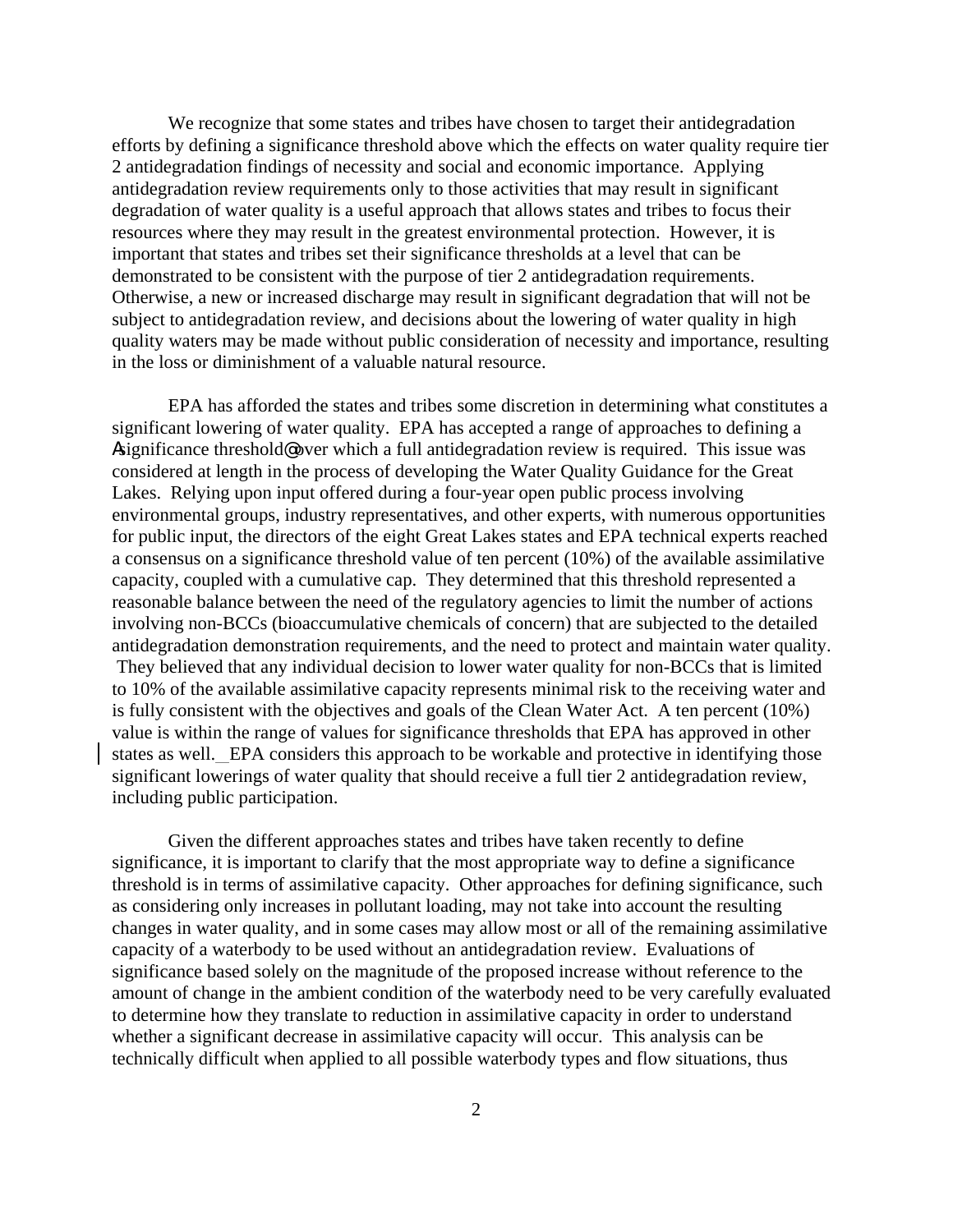We recognize that some states and tribes have chosen to target their antidegradation efforts by defining a significance threshold above which the effects on water quality require tier 2 antidegradation findings of necessity and social and economic importance. Applying antidegradation review requirements only to those activities that may result in significant degradation of water quality is a useful approach that allows states and tribes to focus their resources where they may result in the greatest environmental protection. However, it is important that states and tribes set their significance thresholds at a level that can be demonstrated to be consistent with the purpose of tier 2 antidegradation requirements. Otherwise, a new or increased discharge may result in significant degradation that will not be subject to antidegradation review, and decisions about the lowering of water quality in high quality waters may be made without public consideration of necessity and importance, resulting in the loss or diminishment of a valuable natural resource.

EPA has afforded the states and tribes some discretion in determining what constitutes a significant lowering of water quality. EPA has accepted a range of approaches to defining a "significance threshold" over which a full antidegradation review is required. This issue was considered at length in the process of developing the Water Quality Guidance for the Great Lakes. Relying upon input offered during a four-year open public process involving environmental groups, industry representatives, and other experts, with numerous opportunities for public input, the directors of the eight Great Lakes states and EPA technical experts reached a consensus on a significance threshold value of ten percent (10%) of the available assimilative capacity, coupled with a cumulative cap. They determined that this threshold represented a reasonable balance between the need of the regulatory agencies to limit the number of actions involving non-BCCs (bioaccumulative chemicals of concern) that are subjected to the detailed antidegradation demonstration requirements, and the need to protect and maintain water quality. They believed that any individual decision to lower water quality for non-BCCs that is limited to 10% of the available assimilative capacity represents minimal risk to the receiving water and is fully consistent with the objectives and goals of the Clean Water Act. A ten percent (10%) value is within the range of values for significance thresholds that EPA has approved in other states as well. EPA considers this approach to be workable and protective in identifying those significant lowerings of water quality that should receive a full tier 2 antidegradation review, including public participation.

Given the different approaches states and tribes have taken recently to define significance, it is important to clarify that the most appropriate way to define a significance threshold is in terms of assimilative capacity. Other approaches for defining significance, such as considering only increases in pollutant loading, may not take into account the resulting changes in water quality, and in some cases may allow most or all of the remaining assimilative capacity of a waterbody to be used without an antidegradation review. Evaluations of significance based solely on the magnitude of the proposed increase without reference to the amount of change in the ambient condition of the waterbody need to be very carefully evaluated to determine how they translate to reduction in assimilative capacity in order to understand whether a significant decrease in assimilative capacity will occur. This analysis can be technically difficult when applied to all possible waterbody types and flow situations, thus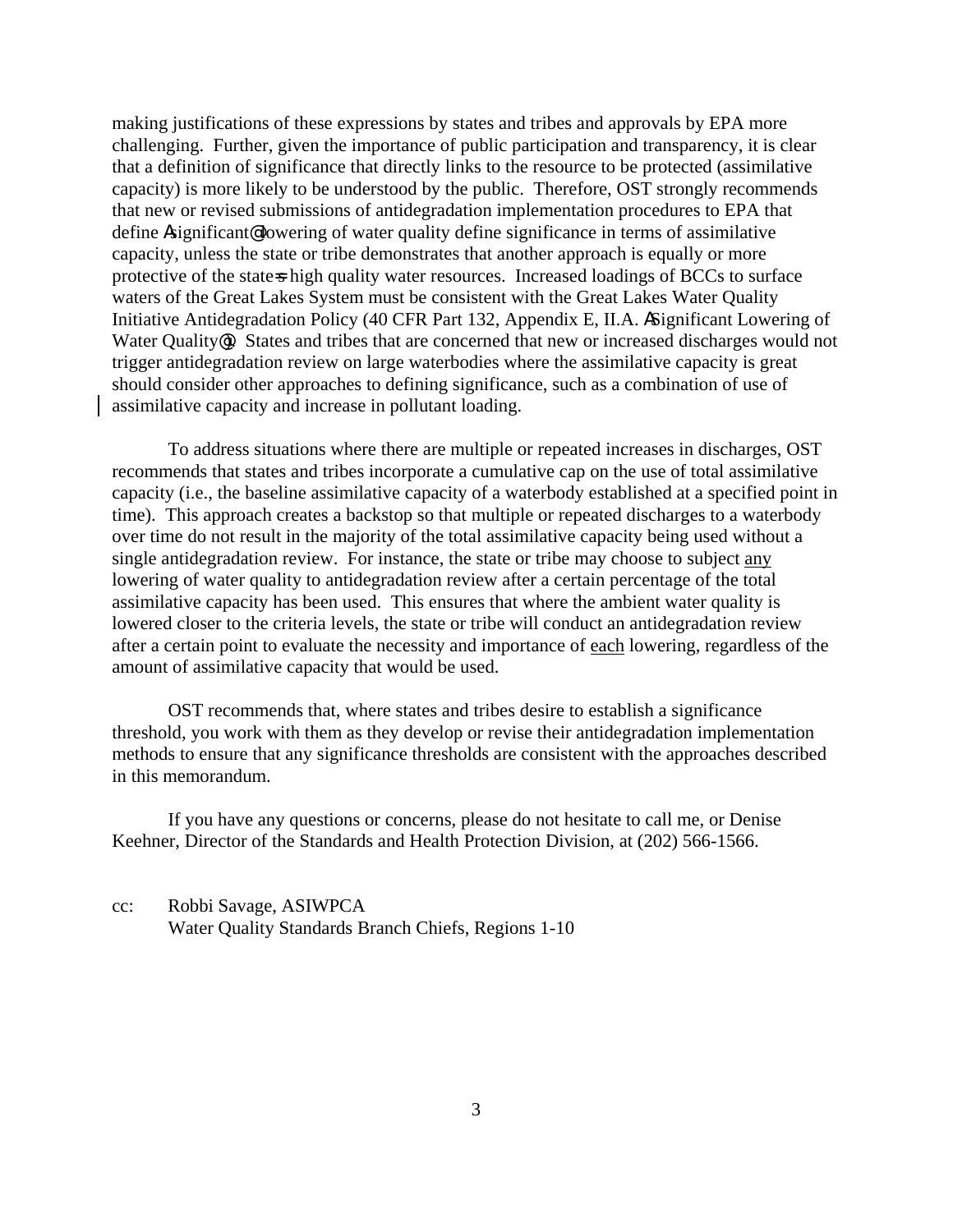making justifications of these expressions by states and tribes and approvals by EPA more challenging. Further, given the importance of public participation and transparency, it is clear that a definition of significance that directly links to the resource to be protected (assimilative capacity) is more likely to be understood by the public. Therefore, OST strongly recommends that new or revised submissions of antidegradation implementation procedures to EPA that define "significant" lowering of water quality define significance in terms of assimilative capacity, unless the state or tribe demonstrates that another approach is equally or more protective of the state's high quality water resources. Increased loadings of BCCs to surface waters of the Great Lakes System must be consistent with the Great Lakes Water Quality Initiative Antidegradation Policy (40 CFR Part 132, Appendix E, II.A. "Significant Lowering of Water Quality"). States and tribes that are concerned that new or increased discharges would not trigger antidegradation review on large waterbodies where the assimilative capacity is great should consider other approaches to defining significance, such as a combination of use of assimilative capacity and increase in pollutant loading.

To address situations where there are multiple or repeated increases in discharges, OST recommends that states and tribes incorporate a cumulative cap on the use of total assimilative capacity (i.e., the baseline assimilative capacity of a waterbody established at a specified point in time). This approach creates a backstop so that multiple or repeated discharges to a waterbody over time do not result in the majority of the total assimilative capacity being used without a single antidegradation review. For instance, the state or tribe may choose to subject <u>any</u> lowering of water quality to antidegradation review after a certain percentage of the total assimilative capacity has been used. This ensures that where the ambient water quality is lowered closer to the criteria levels, the state or tribe will conduct an antidegradation review after a certain point to evaluate the necessity and importance of <u>each</u> lowering, regardless of the amount of assimilative capacity that would be used.

OST recommends that, where states and tribes desire to establish a significance threshold, you work with them as they develop or revise their antidegradation implementation methods to ensure that any significance thresholds are consistent with the approaches described in this memorandum.

If you have any questions or concerns, please do not hesitate to call me, or Denise Keehner, Director of the Standards and Health Protection Division, at (202) 566-1566.

cc: Robbi Savage, ASIWPCA
Water Quality Standards Branch Chiefs, Regions 1-10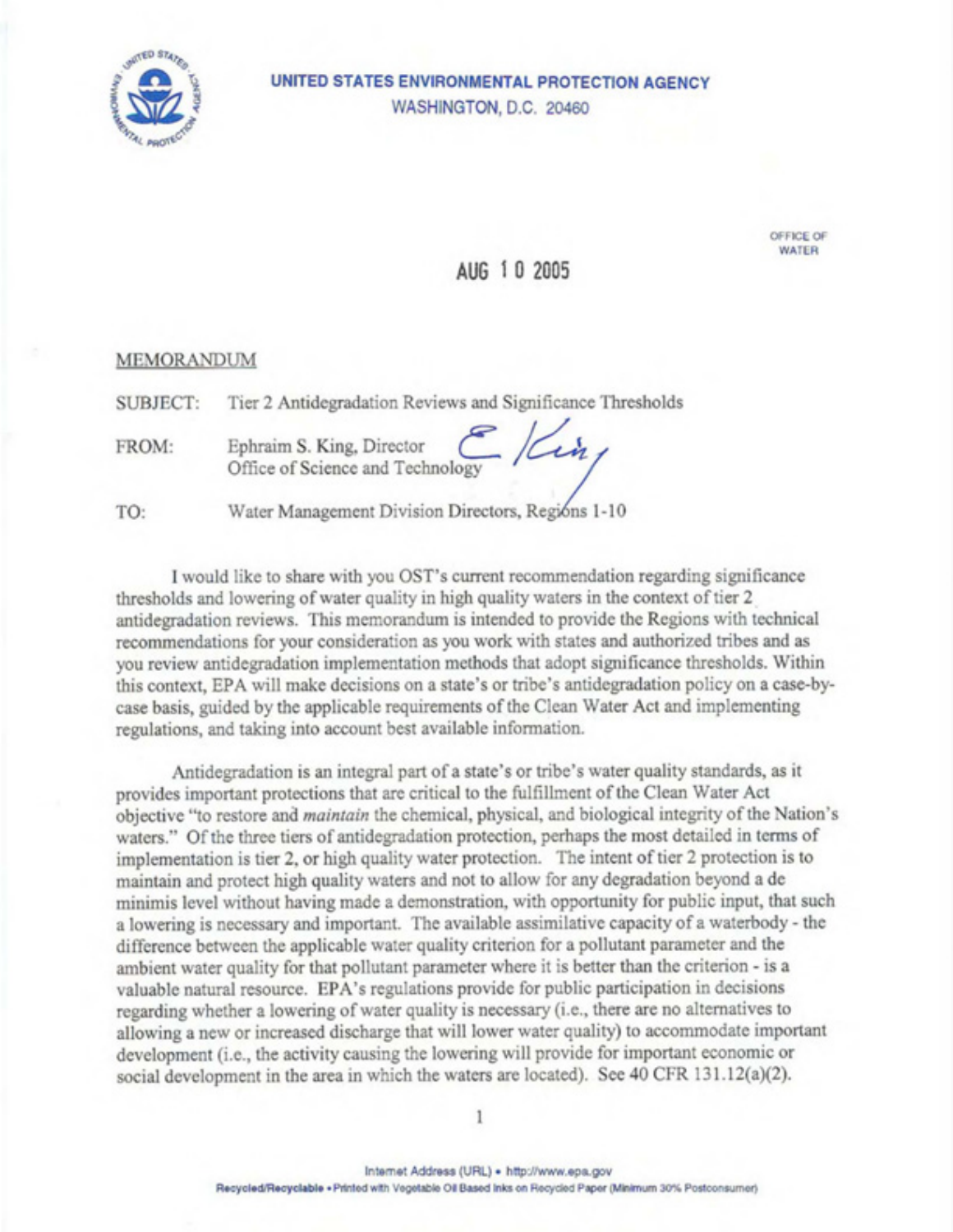UNITED STATES ENVIRONMENTAL PROTECTION AGENCY
WASHINGTON, D.C. 20460

OFFICE OF WATER

AUG 10 2005

MEMORANDUM

SUBJECT: Tier 2 Antidegradation Reviews and Significance Thresholds

FROM: Ephraim S. King, Director
Office of Science and Technology

TO: Water Management Division Directors, Regions 1-10

I would like to share with you OST's current recommendation regarding significance thresholds and lowering of water quality in high quality waters in the context of tier 2 antidegradation reviews. This memorandum is intended to provide the Regions with technical recommendations for your consideration as you work with states and authorized tribes and as you review antidegradation implementation methods that adopt significance thresholds. Within this context, EPA will make decisions on a state's or tribe's antidegradation policy on a case-by-case basis, guided by the applicable requirements of the Clean Water Act and implementing regulations, and taking into account best available information.

Antidegradation is an integral part of a state's or tribe's water quality standards, as it provides important protections that are critical to the fulfillment of the Clean Water Act objective "to restore and *maintain* the chemical, physical, and biological integrity of the Nation's waters." Of the three tiers of antidegradation protection, perhaps the most detailed in terms of implementation is tier 2, or high quality water protection. The intent of tier 2 protection is to maintain and protect high quality waters and not to allow for any degradation beyond a de minimis level without having made a demonstration, with opportunity for public input, that such a lowering is necessary and important. The available assimilative capacity of a waterbody - the difference between the applicable water quality criterion for a pollutant parameter and the ambient water quality for that pollutant parameter where it is better than the criterion - is a valuable natural resource. EPA's regulations provide for public participation in decisions regarding whether a lowering of water quality is necessary (i.e., there are no alternatives to allowing a new or increased discharge that will lower water quality) to accommodate important development (i.e., the activity causing the lowering will provide for important economic or social development in the area in which the waters are located). See 40 CFR 131.12(a)(2).